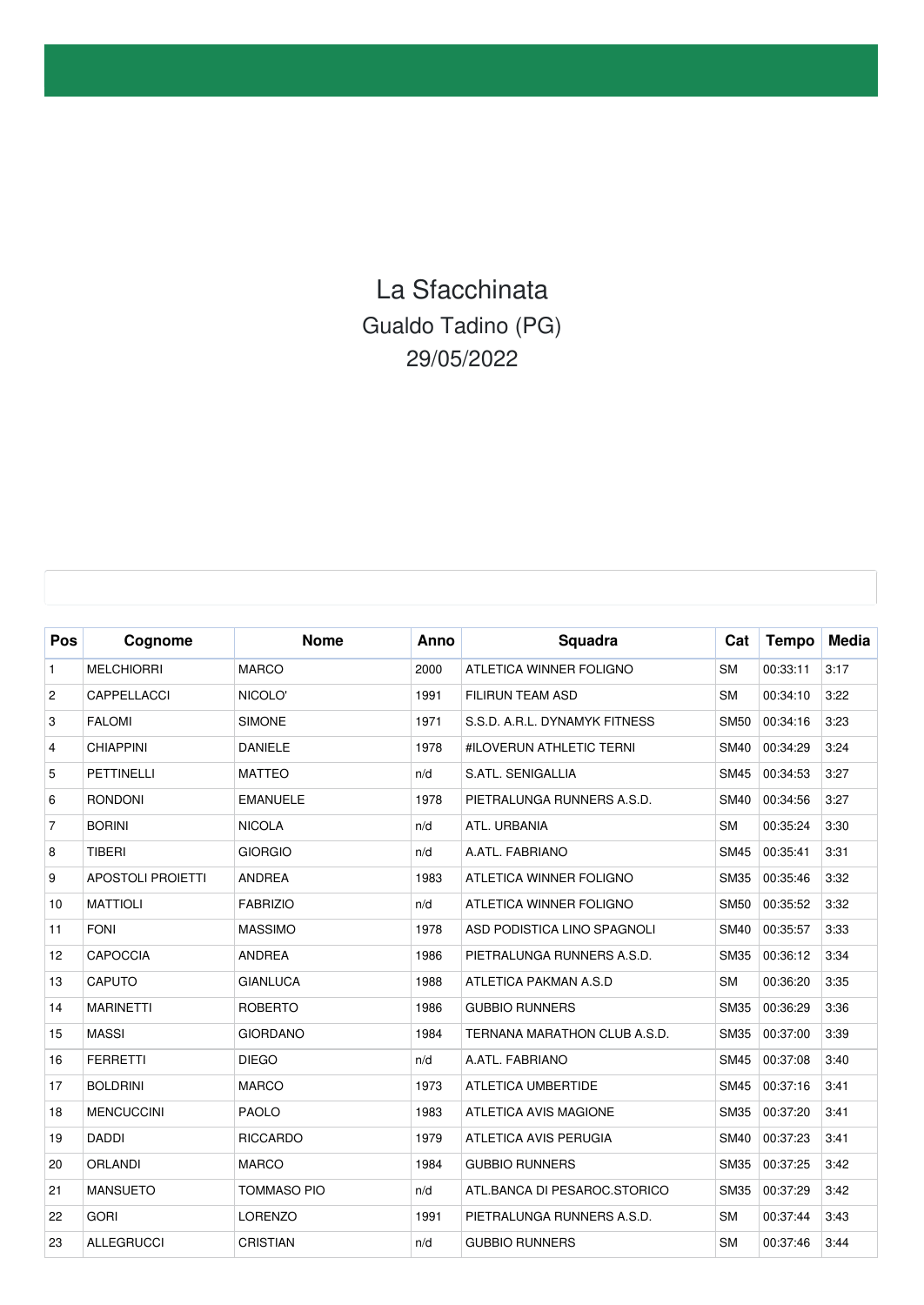# La Sfacchinata

## Gualdo Tadino (PG)

## 29/05/2022

| Pos | Cognome | Nome | Anno | Squadra | Cat | Tempo | Media |
|---|---|---|---|---|---|---|---|
| 1 | MELCHIORRI | MARCO | 2000 | ATLETICA WINNER FOLIGNO | SM | 00:33:11 | 3:17 |
| 2 | CAPPELLACCI | NICOLO' | 1991 | FILIRUN TEAM ASD | SM | 00:34:10 | 3:22 |
| 3 | FALOMI | SIMONE | 1971 | S.S.D. A.R.L. DYNAMYK FITNESS | SM50 | 00:34:16 | 3:23 |
| 4 | CHIAPPINI | DANIELE | 1978 | #ILOVERUN ATHLETIC TERNI | SM40 | 00:34:29 | 3:24 |
| 5 | PETTINELLI | MATTEO | n/d | S.ATL. SENIGALLIA | SM45 | 00:34:53 | 3:27 |
| 6 | RONDONI | EMANUELE | 1978 | PIETRALUNGA RUNNERS A.S.D. | SM40 | 00:34:56 | 3:27 |
| 7 | BORINI | NICOLA | n/d | ATL. URBANIA | SM | 00:35:24 | 3:30 |
| 8 | TIBERI | GIORGIO | n/d | A.ATL. FABRIANO | SM45 | 00:35:41 | 3:31 |
| 9 | APOSTOLI PROIETTI | ANDREA | 1983 | ATLETICA WINNER FOLIGNO | SM35 | 00:35:46 | 3:32 |
| 10 | MATTIOLI | FABRIZIO | n/d | ATLETICA WINNER FOLIGNO | SM50 | 00:35:52 | 3:32 |
| 11 | FONI | MASSIMO | 1978 | ASD PODISTICA LINO SPAGNOLI | SM40 | 00:35:57 | 3:33 |
| 12 | CAPOCCIA | ANDREA | 1986 | PIETRALUNGA RUNNERS A.S.D. | SM35 | 00:36:12 | 3:34 |
| 13 | CAPUTO | GIANLUCA | 1988 | ATLETICA PAKMAN A.S.D | SM | 00:36:20 | 3:35 |
| 14 | MARINETTI | ROBERTO | 1986 | GUBBIO RUNNERS | SM35 | 00:36:29 | 3:36 |
| 15 | MASSI | GIORDANO | 1984 | TERNANA MARATHON CLUB A.S.D. | SM35 | 00:37:00 | 3:39 |
| 16 | FERRETTI | DIEGO | n/d | A.ATL. FABRIANO | SM45 | 00:37:08 | 3:40 |
| 17 | BOLDRINI | MARCO | 1973 | ATLETICA UMBERTIDE | SM45 | 00:37:16 | 3:41 |
| 18 | MENCUCCINI | PAOLO | 1983 | ATLETICA AVIS MAGIONE | SM35 | 00:37:20 | 3:41 |
| 19 | DADDI | RICCARDO | 1979 | ATLETICA AVIS PERUGIA | SM40 | 00:37:23 | 3:41 |
| 20 | ORLANDI | MARCO | 1984 | GUBBIO RUNNERS | SM35 | 00:37:25 | 3:42 |
| 21 | MANSUETO | TOMMASO PIO | n/d | ATL.BANCA DI PESAROC.STORICO | SM35 | 00:37:29 | 3:42 |
| 22 | GORI | LORENZO | 1991 | PIETRALUNGA RUNNERS A.S.D. | SM | 00:37:44 | 3:43 |
| 23 | ALLEGRUCCI | CRISTIAN | n/d | GUBBIO RUNNERS | SM | 00:37:46 | 3:44 |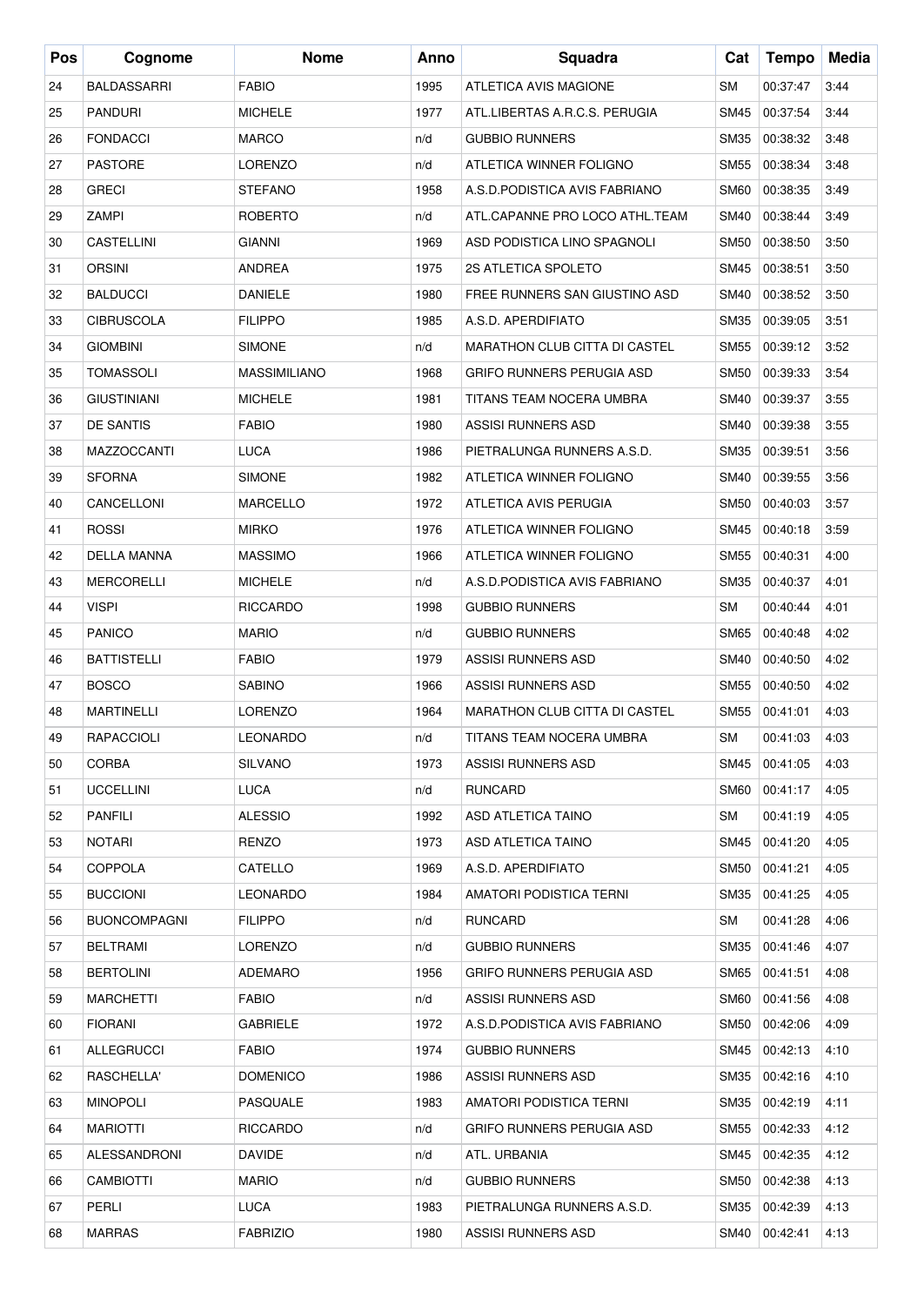| Pos | Cognome | Nome | Anno | Squadra | Cat | Tempo | Media |
|---|---|---|---|---|---|---|---|
| 24 | BALDASSARRI | FABIO | 1995 | ATLETICA AVIS MAGIONE | SM | 00:37:47 | 3:44 |
| 25 | PANDURI | MICHELE | 1977 | ATL.LIBERTAS A.R.C.S. PERUGIA | SM45 | 00:37:54 | 3:44 |
| 26 | FONDACCI | MARCO | n/d | GUBBIO RUNNERS | SM35 | 00:38:32 | 3:48 |
| 27 | PASTORE | LORENZO | n/d | ATLETICA WINNER FOLIGNO | SM55 | 00:38:34 | 3:48 |
| 28 | GRECI | STEFANO | 1958 | A.S.D.PODISTICA AVIS FABRIANO | SM60 | 00:38:35 | 3:49 |
| 29 | ZAMPI | ROBERTO | n/d | ATL.CAPANNE PRO LOCO ATHL.TEAM | SM40 | 00:38:44 | 3:49 |
| 30 | CASTELLINI | GIANNI | 1969 | ASD PODISTICA LINO SPAGNOLI | SM50 | 00:38:50 | 3:50 |
| 31 | ORSINI | ANDREA | 1975 | 2S ATLETICA SPOLETO | SM45 | 00:38:51 | 3:50 |
| 32 | BALDUCCI | DANIELE | 1980 | FREE RUNNERS SAN GIUSTINO ASD | SM40 | 00:38:52 | 3:50 |
| 33 | CIBRUSCOLA | FILIPPO | 1985 | A.S.D. APERDIFIATO | SM35 | 00:39:05 | 3:51 |
| 34 | GIOMBINI | SIMONE | n/d | MARATHON CLUB CITTA DI CASTEL | SM55 | 00:39:12 | 3:52 |
| 35 | TOMASSOLI | MASSIMILIANO | 1968 | GRIFO RUNNERS PERUGIA ASD | SM50 | 00:39:33 | 3:54 |
| 36 | GIUSTINIANI | MICHELE | 1981 | TITANS TEAM NOCERA UMBRA | SM40 | 00:39:37 | 3:55 |
| 37 | DE SANTIS | FABIO | 1980 | ASSISI RUNNERS ASD | SM40 | 00:39:38 | 3:55 |
| 38 | MAZZOCCANTI | LUCA | 1986 | PIETRALUNGA RUNNERS A.S.D. | SM35 | 00:39:51 | 3:56 |
| 39 | SFORNA | SIMONE | 1982 | ATLETICA WINNER FOLIGNO | SM40 | 00:39:55 | 3:56 |
| 40 | CANCELLONI | MARCELLO | 1972 | ATLETICA AVIS PERUGIA | SM50 | 00:40:03 | 3:57 |
| 41 | ROSSI | MIRKO | 1976 | ATLETICA WINNER FOLIGNO | SM45 | 00:40:18 | 3:59 |
| 42 | DELLA MANNA | MASSIMO | 1966 | ATLETICA WINNER FOLIGNO | SM55 | 00:40:31 | 4:00 |
| 43 | MERCORELLI | MICHELE | n/d | A.S.D.PODISTICA AVIS FABRIANO | SM35 | 00:40:37 | 4:01 |
| 44 | VISPI | RICCARDO | 1998 | GUBBIO RUNNERS | SM | 00:40:44 | 4:01 |
| 45 | PANICO | MARIO | n/d | GUBBIO RUNNERS | SM65 | 00:40:48 | 4:02 |
| 46 | BATTISTELLI | FABIO | 1979 | ASSISI RUNNERS ASD | SM40 | 00:40:50 | 4:02 |
| 47 | BOSCO | SABINO | 1966 | ASSISI RUNNERS ASD | SM55 | 00:40:50 | 4:02 |
| 48 | MARTINELLI | LORENZO | 1964 | MARATHON CLUB CITTA DI CASTEL | SM55 | 00:41:01 | 4:03 |
| 49 | RAPACCIOLI | LEONARDO | n/d | TITANS TEAM NOCERA UMBRA | SM | 00:41:03 | 4:03 |
| 50 | CORBA | SILVANO | 1973 | ASSISI RUNNERS ASD | SM45 | 00:41:05 | 4:03 |
| 51 | UCCELLINI | LUCA | n/d | RUNCARD | SM60 | 00:41:17 | 4:05 |
| 52 | PANFILI | ALESSIO | 1992 | ASD ATLETICA TAINO | SM | 00:41:19 | 4:05 |
| 53 | NOTARI | RENZO | 1973 | ASD ATLETICA TAINO | SM45 | 00:41:20 | 4:05 |
| 54 | COPPOLA | CATELLO | 1969 | A.S.D. APERDIFIATO | SM50 | 00:41:21 | 4:05 |
| 55 | BUCCIONI | LEONARDO | 1984 | AMATORI PODISTICA TERNI | SM35 | 00:41:25 | 4:05 |
| 56 | BUONCOMPAGNI | FILIPPO | n/d | RUNCARD | SM | 00:41:28 | 4:06 |
| 57 | BELTRAMI | LORENZO | n/d | GUBBIO RUNNERS | SM35 | 00:41:46 | 4:07 |
| 58 | BERTOLINI | ADEMARO | 1956 | GRIFO RUNNERS PERUGIA ASD | SM65 | 00:41:51 | 4:08 |
| 59 | MARCHETTI | FABIO | n/d | ASSISI RUNNERS ASD | SM60 | 00:41:56 | 4:08 |
| 60 | FIORANI | GABRIELE | 1972 | A.S.D.PODISTICA AVIS FABRIANO | SM50 | 00:42:06 | 4:09 |
| 61 | ALLEGRUCCI | FABIO | 1974 | GUBBIO RUNNERS | SM45 | 00:42:13 | 4:10 |
| 62 | RASCHELLA' | DOMENICO | 1986 | ASSISI RUNNERS ASD | SM35 | 00:42:16 | 4:10 |
| 63 | MINOPOLI | PASQUALE | 1983 | AMATORI PODISTICA TERNI | SM35 | 00:42:19 | 4:11 |
| 64 | MARIOTTI | RICCARDO | n/d | GRIFO RUNNERS PERUGIA ASD | SM55 | 00:42:33 | 4:12 |
| 65 | ALESSANDRONI | DAVIDE | n/d | ATL. URBANIA | SM45 | 00:42:35 | 4:12 |
| 66 | CAMBIOTTI | MARIO | n/d | GUBBIO RUNNERS | SM50 | 00:42:38 | 4:13 |
| 67 | PERLI | LUCA | 1983 | PIETRALUNGA RUNNERS A.S.D. | SM35 | 00:42:39 | 4:13 |
| 68 | MARRAS | FABRIZIO | 1980 | ASSISI RUNNERS ASD | SM40 | 00:42:41 | 4:13 |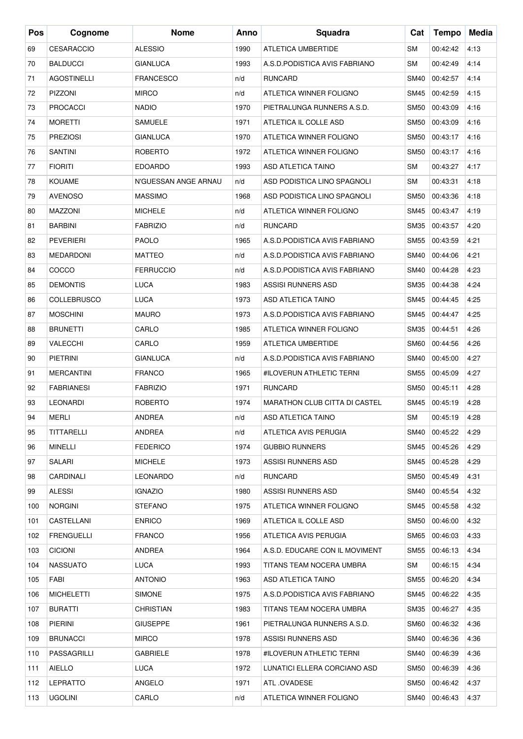| Pos | Cognome | Nome | Anno | Squadra | Cat | Tempo | Media |
|---|---|---|---|---|---|---|---|
| 69 | CESARACCIO | ALESSIO | 1990 | ATLETICA UMBERTIDE | SM | 00:42:42 | 4:13 |
| 70 | BALDUCCI | GIANLUCA | 1993 | A.S.D.PODISTICA AVIS FABRIANO | SM | 00:42:49 | 4:14 |
| 71 | AGOSTINELLI | FRANCESCO | n/d | RUNCARD | SM40 | 00:42:57 | 4:14 |
| 72 | PIZZONI | MIRCO | n/d | ATLETICA WINNER FOLIGNO | SM45 | 00:42:59 | 4:15 |
| 73 | PROCACCI | NADIO | 1970 | PIETRALUNGA RUNNERS A.S.D. | SM50 | 00:43:09 | 4:16 |
| 74 | MORETTI | SAMUELE | 1971 | ATLETICA IL COLLE ASD | SM50 | 00:43:09 | 4:16 |
| 75 | PREZIOSI | GIANLUCA | 1970 | ATLETICA WINNER FOLIGNO | SM50 | 00:43:17 | 4:16 |
| 76 | SANTINI | ROBERTO | 1972 | ATLETICA WINNER FOLIGNO | SM50 | 00:43:17 | 4:16 |
| 77 | FIORITI | EDOARDO | 1993 | ASD ATLETICA TAINO | SM | 00:43:27 | 4:17 |
| 78 | KOUAME | N'GUESSAN ANGE ARNAU | n/d | ASD PODISTICA LINO SPAGNOLI | SM | 00:43:31 | 4:18 |
| 79 | AVENOSO | MASSIMO | 1968 | ASD PODISTICA LINO SPAGNOLI | SM50 | 00:43:36 | 4:18 |
| 80 | MAZZONI | MICHELE | n/d | ATLETICA WINNER FOLIGNO | SM45 | 00:43:47 | 4:19 |
| 81 | BARBINI | FABRIZIO | n/d | RUNCARD | SM35 | 00:43:57 | 4:20 |
| 82 | PEVERIERI | PAOLO | 1965 | A.S.D.PODISTICA AVIS FABRIANO | SM55 | 00:43:59 | 4:21 |
| 83 | MEDARDONI | MATTEO | n/d | A.S.D.PODISTICA AVIS FABRIANO | SM40 | 00:44:06 | 4:21 |
| 84 | COCCO | FERRUCCIO | n/d | A.S.D.PODISTICA AVIS FABRIANO | SM40 | 00:44:28 | 4:23 |
| 85 | DEMONTIS | LUCA | 1983 | ASSISI RUNNERS ASD | SM35 | 00:44:38 | 4:24 |
| 86 | COLLEBRUSCO | LUCA | 1973 | ASD ATLETICA TAINO | SM45 | 00:44:45 | 4:25 |
| 87 | MOSCHINI | MAURO | 1973 | A.S.D.PODISTICA AVIS FABRIANO | SM45 | 00:44:47 | 4:25 |
| 88 | BRUNETTI | CARLO | 1985 | ATLETICA WINNER FOLIGNO | SM35 | 00:44:51 | 4:26 |
| 89 | VALECCHI | CARLO | 1959 | ATLETICA UMBERTIDE | SM60 | 00:44:56 | 4:26 |
| 90 | PIETRINI | GIANLUCA | n/d | A.S.D.PODISTICA AVIS FABRIANO | SM40 | 00:45:00 | 4:27 |
| 91 | MERCANTINI | FRANCO | 1965 | #ILOVERUN ATHLETIC TERNI | SM55 | 00:45:09 | 4:27 |
| 92 | FABRIANESI | FABRIZIO | 1971 | RUNCARD | SM50 | 00:45:11 | 4:28 |
| 93 | LEONARDI | ROBERTO | 1974 | MARATHON CLUB CITTA DI CASTEL | SM45 | 00:45:19 | 4:28 |
| 94 | MERLI | ANDREA | n/d | ASD ATLETICA TAINO | SM | 00:45:19 | 4:28 |
| 95 | TITTARELLI | ANDREA | n/d | ATLETICA AVIS PERUGIA | SM40 | 00:45:22 | 4:29 |
| 96 | MINELLI | FEDERICO | 1974 | GUBBIO RUNNERS | SM45 | 00:45:26 | 4:29 |
| 97 | SALARI | MICHELE | 1973 | ASSISI RUNNERS ASD | SM45 | 00:45:28 | 4:29 |
| 98 | CARDINALI | LEONARDO | n/d | RUNCARD | SM50 | 00:45:49 | 4:31 |
| 99 | ALESSI | IGNAZIO | 1980 | ASSISI RUNNERS ASD | SM40 | 00:45:54 | 4:32 |
| 100 | NORGINI | STEFANO | 1975 | ATLETICA WINNER FOLIGNO | SM45 | 00:45:58 | 4:32 |
| 101 | CASTELLANI | ENRICO | 1969 | ATLETICA IL COLLE ASD | SM50 | 00:46:00 | 4:32 |
| 102 | FRENGUELLI | FRANCO | 1956 | ATLETICA AVIS PERUGIA | SM65 | 00:46:03 | 4:33 |
| 103 | CICIONI | ANDREA | 1964 | A.S.D. EDUCARE CON IL MOVIMENT | SM55 | 00:46:13 | 4:34 |
| 104 | NASSUATO | LUCA | 1993 | TITANS TEAM NOCERA UMBRA | SM | 00:46:15 | 4:34 |
| 105 | FABI | ANTONIO | 1963 | ASD ATLETICA TAINO | SM55 | 00:46:20 | 4:34 |
| 106 | MICHELETTI | SIMONE | 1975 | A.S.D.PODISTICA AVIS FABRIANO | SM45 | 00:46:22 | 4:35 |
| 107 | BURATTI | CHRISTIAN | 1983 | TITANS TEAM NOCERA UMBRA | SM35 | 00:46:27 | 4:35 |
| 108 | PIERINI | GIUSEPPE | 1961 | PIETRALUNGA RUNNERS A.S.D. | SM60 | 00:46:32 | 4:36 |
| 109 | BRUNACCI | MIRCO | 1978 | ASSISI RUNNERS ASD | SM40 | 00:46:36 | 4:36 |
| 110 | PASSAGRILLI | GABRIELE | 1978 | #ILOVERUN ATHLETIC TERNI | SM40 | 00:46:39 | 4:36 |
| 111 | AIELLO | LUCA | 1972 | LUNATICI ELLERA CORCIANO ASD | SM50 | 00:46:39 | 4:36 |
| 112 | LEPRATTO | ANGELO | 1971 | ATL .OVADESE | SM50 | 00:46:42 | 4:37 |
| 113 | UGOLINI | CARLO | n/d | ATLETICA WINNER FOLIGNO | SM40 | 00:46:43 | 4:37 |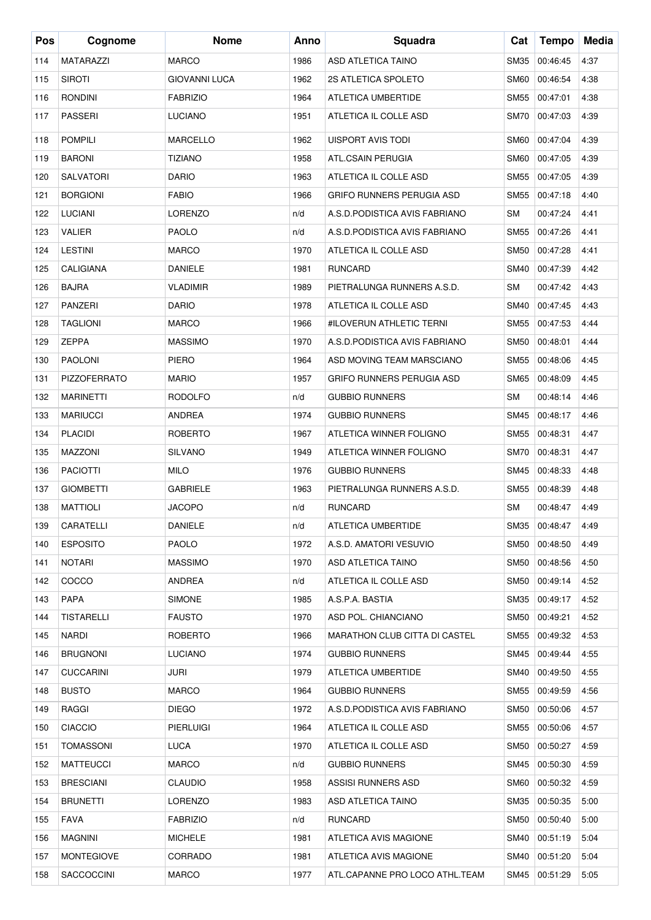| Pos | Cognome | Nome | Anno | Squadra | Cat | Tempo | Media |
|---|---|---|---|---|---|---|---|
| 114 | MATARAZZI | MARCO | 1986 | ASD ATLETICA TAINO | SM35 | 00:46:45 | 4:37 |
| 115 | SIROTI | GIOVANNI LUCA | 1962 | 2S ATLETICA SPOLETO | SM60 | 00:46:54 | 4:38 |
| 116 | RONDINI | FABRIZIO | 1964 | ATLETICA UMBERTIDE | SM55 | 00:47:01 | 4:38 |
| 117 | PASSERI | LUCIANO | 1951 | ATLETICA IL COLLE ASD | SM70 | 00:47:03 | 4:39 |
| 118 | POMPILI | MARCELLO | 1962 | UISPORT AVIS TODI | SM60 | 00:47:04 | 4:39 |
| 119 | BARONI | TIZIANO | 1958 | ATL.CSAIN PERUGIA | SM60 | 00:47:05 | 4:39 |
| 120 | SALVATORI | DARIO | 1963 | ATLETICA IL COLLE ASD | SM55 | 00:47:05 | 4:39 |
| 121 | BORGIONI | FABIO | 1966 | GRIFO RUNNERS PERUGIA ASD | SM55 | 00:47:18 | 4:40 |
| 122 | LUCIANI | LORENZO | n/d | A.S.D.PODISTICA AVIS FABRIANO | SM | 00:47:24 | 4:41 |
| 123 | VALIER | PAOLO | n/d | A.S.D.PODISTICA AVIS FABRIANO | SM55 | 00:47:26 | 4:41 |
| 124 | LESTINI | MARCO | 1970 | ATLETICA IL COLLE ASD | SM50 | 00:47:28 | 4:41 |
| 125 | CALIGIANA | DANIELE | 1981 | RUNCARD | SM40 | 00:47:39 | 4:42 |
| 126 | BAJRA | VLADIMIR | 1989 | PIETRALUNGA RUNNERS A.S.D. | SM | 00:47:42 | 4:43 |
| 127 | PANZERI | DARIO | 1978 | ATLETICA IL COLLE ASD | SM40 | 00:47:45 | 4:43 |
| 128 | TAGLIONI | MARCO | 1966 | #ILOVERUN ATHLETIC TERNI | SM55 | 00:47:53 | 4:44 |
| 129 | ZEPPA | MASSIMO | 1970 | A.S.D.PODISTICA AVIS FABRIANO | SM50 | 00:48:01 | 4:44 |
| 130 | PAOLONI | PIERO | 1964 | ASD MOVING TEAM MARSCIANO | SM55 | 00:48:06 | 4:45 |
| 131 | PIZZOFERRATO | MARIO | 1957 | GRIFO RUNNERS PERUGIA ASD | SM65 | 00:48:09 | 4:45 |
| 132 | MARINETTI | RODOLFO | n/d | GUBBIO RUNNERS | SM | 00:48:14 | 4:46 |
| 133 | MARIUCCI | ANDREA | 1974 | GUBBIO RUNNERS | SM45 | 00:48:17 | 4:46 |
| 134 | PLACIDI | ROBERTO | 1967 | ATLETICA WINNER FOLIGNO | SM55 | 00:48:31 | 4:47 |
| 135 | MAZZONI | SILVANO | 1949 | ATLETICA WINNER FOLIGNO | SM70 | 00:48:31 | 4:47 |
| 136 | PACIOTTI | MILO | 1976 | GUBBIO RUNNERS | SM45 | 00:48:33 | 4:48 |
| 137 | GIOMBETTI | GABRIELE | 1963 | PIETRALUNGA RUNNERS A.S.D. | SM55 | 00:48:39 | 4:48 |
| 138 | MATTIOLI | JACOPO | n/d | RUNCARD | SM | 00:48:47 | 4:49 |
| 139 | CARATELLI | DANIELE | n/d | ATLETICA UMBERTIDE | SM35 | 00:48:47 | 4:49 |
| 140 | ESPOSITO | PAOLO | 1972 | A.S.D. AMATORI VESUVIO | SM50 | 00:48:50 | 4:49 |
| 141 | NOTARI | MASSIMO | 1970 | ASD ATLETICA TAINO | SM50 | 00:48:56 | 4:50 |
| 142 | COCCO | ANDREA | n/d | ATLETICA IL COLLE ASD | SM50 | 00:49:14 | 4:52 |
| 143 | PAPA | SIMONE | 1985 | A.S.P.A. BASTIA | SM35 | 00:49:17 | 4:52 |
| 144 | TISTARELLI | FAUSTO | 1970 | ASD POL. CHIANCIANO | SM50 | 00:49:21 | 4:52 |
| 145 | NARDI | ROBERTO | 1966 | MARATHON CLUB CITTA DI CASTEL | SM55 | 00:49:32 | 4:53 |
| 146 | BRUGNONI | LUCIANO | 1974 | GUBBIO RUNNERS | SM45 | 00:49:44 | 4:55 |
| 147 | CUCCARINI | JURI | 1979 | ATLETICA UMBERTIDE | SM40 | 00:49:50 | 4:55 |
| 148 | BUSTO | MARCO | 1964 | GUBBIO RUNNERS | SM55 | 00:49:59 | 4:56 |
| 149 | RAGGI | DIEGO | 1972 | A.S.D.PODISTICA AVIS FABRIANO | SM50 | 00:50:06 | 4:57 |
| 150 | CIACCIO | PIERLUIGI | 1964 | ATLETICA IL COLLE ASD | SM55 | 00:50:06 | 4:57 |
| 151 | TOMASSONI | LUCA | 1970 | ATLETICA IL COLLE ASD | SM50 | 00:50:27 | 4:59 |
| 152 | MATTEUCCI | MARCO | n/d | GUBBIO RUNNERS | SM45 | 00:50:30 | 4:59 |
| 153 | BRESCIANI | CLAUDIO | 1958 | ASSISI RUNNERS ASD | SM60 | 00:50:32 | 4:59 |
| 154 | BRUNETTI | LORENZO | 1983 | ASD ATLETICA TAINO | SM35 | 00:50:35 | 5:00 |
| 155 | FAVA | FABRIZIO | n/d | RUNCARD | SM50 | 00:50:40 | 5:00 |
| 156 | MAGNINI | MICHELE | 1981 | ATLETICA AVIS MAGIONE | SM40 | 00:51:19 | 5:04 |
| 157 | MONTEGIOVE | CORRADO | 1981 | ATLETICA AVIS MAGIONE | SM40 | 00:51:20 | 5:04 |
| 158 | SACCOCCINI | MARCO | 1977 | ATL.CAPANNE PRO LOCO ATHL.TEAM | SM45 | 00:51:29 | 5:05 |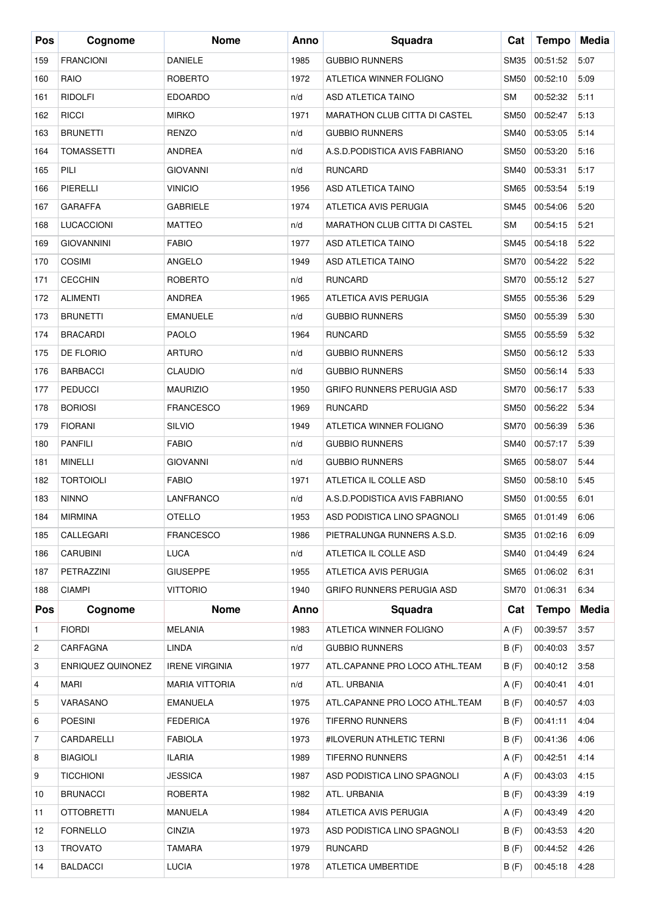| Pos | Cognome | Nome | Anno | Squadra | Cat | Tempo | Media |
|---|---|---|---|---|---|---|---|
| 159 | FRANCIONI | DANIELE | 1985 | GUBBIO RUNNERS | SM35 | 00:51:52 | 5:07 |
| 160 | RAIO | ROBERTO | 1972 | ATLETICA WINNER FOLIGNO | SM50 | 00:52:10 | 5:09 |
| 161 | RIDOLFI | EDOARDO | n/d | ASD ATLETICA TAINO | SM | 00:52:32 | 5:11 |
| 162 | RICCI | MIRKO | 1971 | MARATHON CLUB CITTA DI CASTEL | SM50 | 00:52:47 | 5:13 |
| 163 | BRUNETTI | RENZO | n/d | GUBBIO RUNNERS | SM40 | 00:53:05 | 5:14 |
| 164 | TOMASSETTI | ANDREA | n/d | A.S.D.PODISTICA AVIS FABRIANO | SM50 | 00:53:20 | 5:16 |
| 165 | PILI | GIOVANNI | n/d | RUNCARD | SM40 | 00:53:31 | 5:17 |
| 166 | PIERELLI | VINICIO | 1956 | ASD ATLETICA TAINO | SM65 | 00:53:54 | 5:19 |
| 167 | GARAFFA | GABRIELE | 1974 | ATLETICA AVIS PERUGIA | SM45 | 00:54:06 | 5:20 |
| 168 | LUCACCIONI | MATTEO | n/d | MARATHON CLUB CITTA DI CASTEL | SM | 00:54:15 | 5:21 |
| 169 | GIOVANNINI | FABIO | 1977 | ASD ATLETICA TAINO | SM45 | 00:54:18 | 5:22 |
| 170 | COSIMI | ANGELO | 1949 | ASD ATLETICA TAINO | SM70 | 00:54:22 | 5:22 |
| 171 | CECCHIN | ROBERTO | n/d | RUNCARD | SM70 | 00:55:12 | 5:27 |
| 172 | ALIMENTI | ANDREA | 1965 | ATLETICA AVIS PERUGIA | SM55 | 00:55:36 | 5:29 |
| 173 | BRUNETTI | EMANUELE | n/d | GUBBIO RUNNERS | SM50 | 00:55:39 | 5:30 |
| 174 | BRACARDI | PAOLO | 1964 | RUNCARD | SM55 | 00:55:59 | 5:32 |
| 175 | DE FLORIO | ARTURO | n/d | GUBBIO RUNNERS | SM50 | 00:56:12 | 5:33 |
| 176 | BARBACCI | CLAUDIO | n/d | GUBBIO RUNNERS | SM50 | 00:56:14 | 5:33 |
| 177 | PEDUCCI | MAURIZIO | 1950 | GRIFO RUNNERS PERUGIA ASD | SM70 | 00:56:17 | 5:33 |
| 178 | BORIOSI | FRANCESCO | 1969 | RUNCARD | SM50 | 00:56:22 | 5:34 |
| 179 | FIORANI | SILVIO | 1949 | ATLETICA WINNER FOLIGNO | SM70 | 00:56:39 | 5:36 |
| 180 | PANFILI | FABIO | n/d | GUBBIO RUNNERS | SM40 | 00:57:17 | 5:39 |
| 181 | MINELLI | GIOVANNI | n/d | GUBBIO RUNNERS | SM65 | 00:58:07 | 5:44 |
| 182 | TORTOIOLI | FABIO | 1971 | ATLETICA IL COLLE ASD | SM50 | 00:58:10 | 5:45 |
| 183 | NINNO | LANFRANCO | n/d | A.S.D.PODISTICA AVIS FABRIANO | SM50 | 01:00:55 | 6:01 |
| 184 | MIRMINA | OTELLO | 1953 | ASD PODISTICA LINO SPAGNOLI | SM65 | 01:01:49 | 6:06 |
| 185 | CALLEGARI | FRANCESCO | 1986 | PIETRALUNGA RUNNERS A.S.D. | SM35 | 01:02:16 | 6:09 |
| 186 | CARUBINI | LUCA | n/d | ATLETICA IL COLLE ASD | SM40 | 01:04:49 | 6:24 |
| 187 | PETRAZZINI | GIUSEPPE | 1955 | ATLETICA AVIS PERUGIA | SM65 | 01:06:02 | 6:31 |
| 188 | CIAMPI | VITTORIO | 1940 | GRIFO RUNNERS PERUGIA ASD | SM70 | 01:06:31 | 6:34 |

| Pos | Cognome | Nome | Anno | Squadra | Cat | Tempo | Media |
|---|---|---|---|---|---|---|---|
| 1 | FIORDI | MELANIA | 1983 | ATLETICA WINNER FOLIGNO | A (F) | 00:39:57 | 3:57 |
| 2 | CARFAGNA | LINDA | n/d | GUBBIO RUNNERS | B (F) | 00:40:03 | 3:57 |
| 3 | ENRIQUEZ QUINONEZ | IRENE VIRGINIA | 1977 | ATL.CAPANNE PRO LOCO ATHL.TEAM | B (F) | 00:40:12 | 3:58 |
| 4 | MARI | MARIA VITTORIA | n/d | ATL. URBANIA | A (F) | 00:40:41 | 4:01 |
| 5 | VARASANO | EMANUELA | 1975 | ATL.CAPANNE PRO LOCO ATHL.TEAM | B (F) | 00:40:57 | 4:03 |
| 6 | POESINI | FEDERICA | 1976 | TIFERNO RUNNERS | B (F) | 00:41:11 | 4:04 |
| 7 | CARDARELLI | FABIOLA | 1973 | #ILOVERUN ATHLETIC TERNI | B (F) | 00:41:36 | 4:06 |
| 8 | BIAGIOLI | ILARIA | 1989 | TIFERNO RUNNERS | A (F) | 00:42:51 | 4:14 |
| 9 | TICCHIONI | JESSICA | 1987 | ASD PODISTICA LINO SPAGNOLI | A (F) | 00:43:03 | 4:15 |
| 10 | BRUNACCI | ROBERTA | 1982 | ATL. URBANIA | B (F) | 00:43:39 | 4:19 |
| 11 | OTTOBRETTI | MANUELA | 1984 | ATLETICA AVIS PERUGIA | A (F) | 00:43:49 | 4:20 |
| 12 | FORNELLO | CINZIA | 1973 | ASD PODISTICA LINO SPAGNOLI | B (F) | 00:43:53 | 4:20 |
| 13 | TROVATO | TAMARA | 1979 | RUNCARD | B (F) | 00:44:52 | 4:26 |
| 14 | BALDACCI | LUCIA | 1978 | ATLETICA UMBERTIDE | B (F) | 00:45:18 | 4:28 |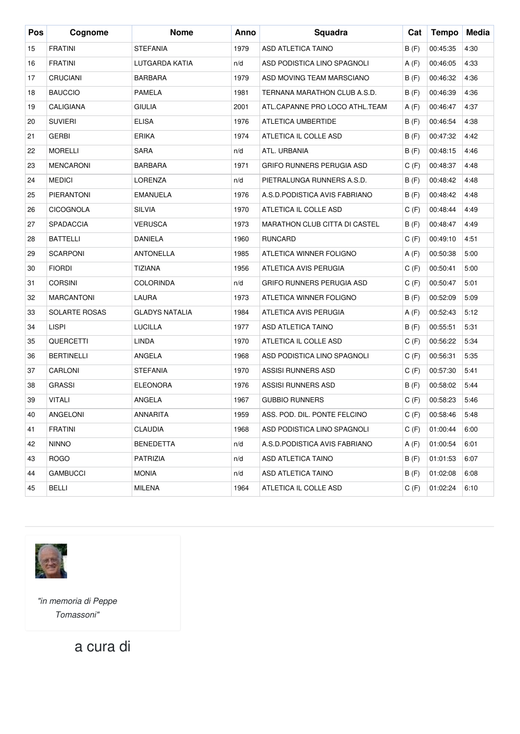| Pos | Cognome | Nome | Anno | Squadra | Cat | Tempo | Media |
|---|---|---|---|---|---|---|---|
| 15 | FRATINI | STEFANIA | 1979 | ASD ATLETICA TAINO | B (F) | 00:45:35 | 4:30 |
| 16 | FRATINI | LUTGARDA KATIA | n/d | ASD PODISTICA LINO SPAGNOLI | A (F) | 00:46:05 | 4:33 |
| 17 | CRUCIANI | BARBARA | 1979 | ASD MOVING TEAM MARSCIANO | B (F) | 00:46:32 | 4:36 |
| 18 | BAUCCIO | PAMELA | 1981 | TERNANA MARATHON CLUB A.S.D. | B (F) | 00:46:39 | 4:36 |
| 19 | CALIGIANA | GIULIA | 2001 | ATL.CAPANNE PRO LOCO ATHL.TEAM | A (F) | 00:46:47 | 4:37 |
| 20 | SUVIERI | ELISA | 1976 | ATLETICA UMBERTIDE | B (F) | 00:46:54 | 4:38 |
| 21 | GERBI | ERIKA | 1974 | ATLETICA IL COLLE ASD | B (F) | 00:47:32 | 4:42 |
| 22 | MORELLI | SARA | n/d | ATL. URBANIA | B (F) | 00:48:15 | 4:46 |
| 23 | MENCARONI | BARBARA | 1971 | GRIFO RUNNERS PERUGIA ASD | C (F) | 00:48:37 | 4:48 |
| 24 | MEDICI | LORENZA | n/d | PIETRALUNGA RUNNERS A.S.D. | B (F) | 00:48:42 | 4:48 |
| 25 | PIERANTONI | EMANUELA | 1976 | A.S.D.PODISTICA AVIS FABRIANO | B (F) | 00:48:42 | 4:48 |
| 26 | CICOGNOLA | SILVIA | 1970 | ATLETICA IL COLLE ASD | C (F) | 00:48:44 | 4:49 |
| 27 | SPADACCIA | VERUSCA | 1973 | MARATHON CLUB CITTA DI CASTEL | B (F) | 00:48:47 | 4:49 |
| 28 | BATTELLI | DANIELA | 1960 | RUNCARD | C (F) | 00:49:10 | 4:51 |
| 29 | SCARPONI | ANTONELLA | 1985 | ATLETICA WINNER FOLIGNO | A (F) | 00:50:38 | 5:00 |
| 30 | FIORDI | TIZIANA | 1956 | ATLETICA AVIS PERUGIA | C (F) | 00:50:41 | 5:00 |
| 31 | CORSINI | COLORINDA | n/d | GRIFO RUNNERS PERUGIA ASD | C (F) | 00:50:47 | 5:01 |
| 32 | MARCANTONI | LAURA | 1973 | ATLETICA WINNER FOLIGNO | B (F) | 00:52:09 | 5:09 |
| 33 | SOLARTE ROSAS | GLADYS NATALIA | 1984 | ATLETICA AVIS PERUGIA | A (F) | 00:52:43 | 5:12 |
| 34 | LISPI | LUCILLA | 1977 | ASD ATLETICA TAINO | B (F) | 00:55:51 | 5:31 |
| 35 | QUERCETTI | LINDA | 1970 | ATLETICA IL COLLE ASD | C (F) | 00:56:22 | 5:34 |
| 36 | BERTINELLI | ANGELA | 1968 | ASD PODISTICA LINO SPAGNOLI | C (F) | 00:56:31 | 5:35 |
| 37 | CARLONI | STEFANIA | 1970 | ASSISI RUNNERS ASD | C (F) | 00:57:30 | 5:41 |
| 38 | GRASSI | ELEONORA | 1976 | ASSISI RUNNERS ASD | B (F) | 00:58:02 | 5:44 |
| 39 | VITALI | ANGELA | 1967 | GUBBIO RUNNERS | C (F) | 00:58:23 | 5:46 |
| 40 | ANGELONI | ANNARITA | 1959 | ASS. POD. DIL. PONTE FELCINO | C (F) | 00:58:46 | 5:48 |
| 41 | FRATINI | CLAUDIA | 1968 | ASD PODISTICA LINO SPAGNOLI | C (F) | 01:00:44 | 6:00 |
| 42 | NINNO | BENEDETTA | n/d | A.S.D.PODISTICA AVIS FABRIANO | A (F) | 01:00:54 | 6:01 |
| 43 | ROGO | PATRIZIA | n/d | ASD ATLETICA TAINO | B (F) | 01:01:53 | 6:07 |
| 44 | GAMBUCCI | MONIA | n/d | ASD ATLETICA TAINO | B (F) | 01:02:08 | 6:08 |
| 45 | BELLI | MILENA | 1964 | ATLETICA IL COLLE ASD | C (F) | 01:02:24 | 6:10 |

*"in memoria di Peppe Tomassoni"*

a cura di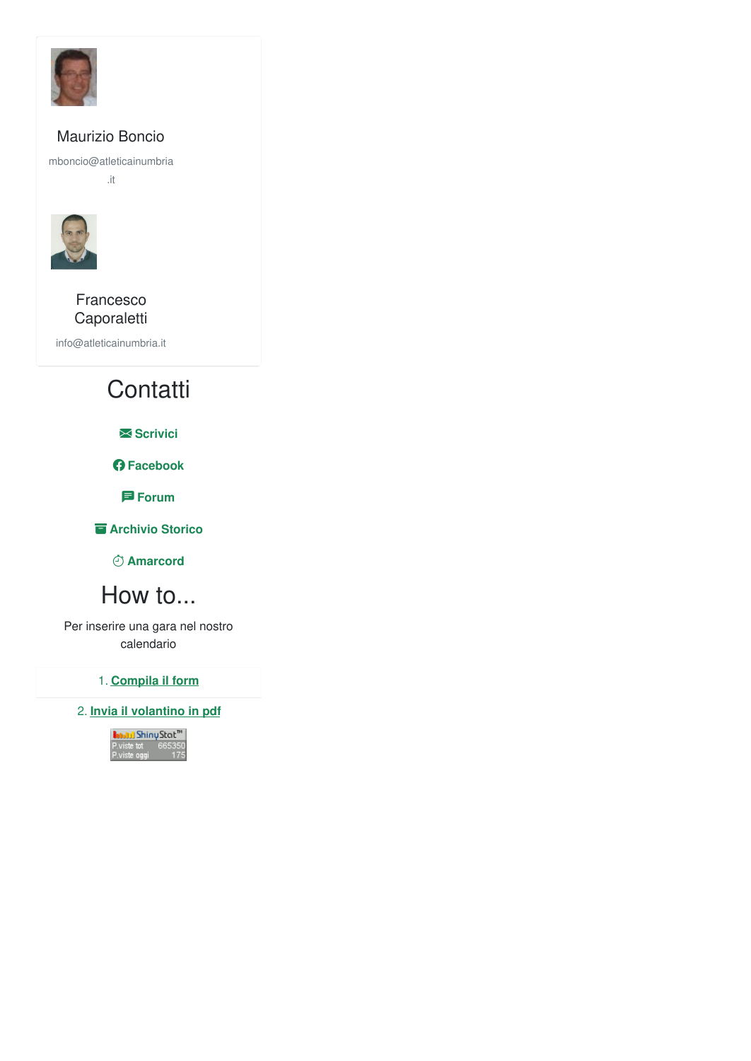Maurizio Boncio

mboncio@atleticainumbria.it

Francesco Caporaletti

info@atleticainumbria.it

# Contatti

**Scrivici**

**Facebook**

**Forum**

**Archivio Storico**

**Amarcord**

# How to...

Per inserire una gara nel nostro calendario

1. **Compila il form**
2. **Invia il volantino in pdf**

ShinyStat™
P.viste tot 665350
P.viste oggi 175